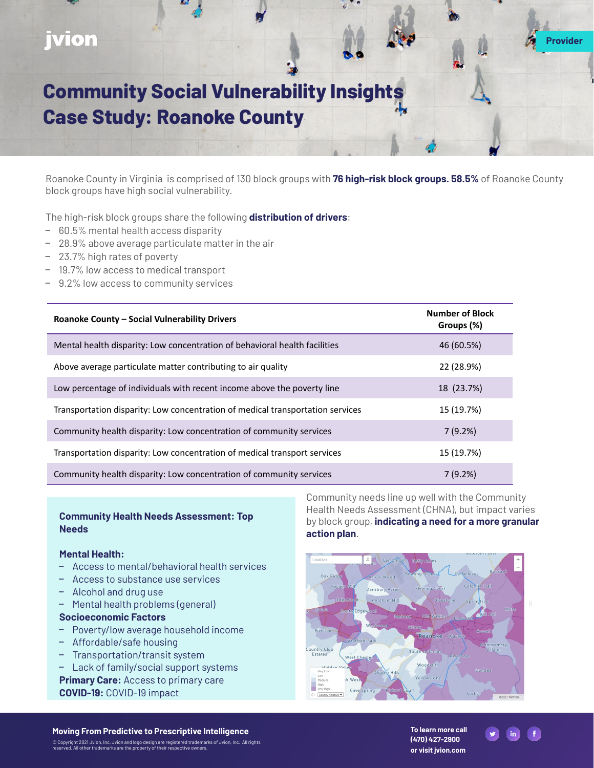jvion

Provider

# Community Social Vulnerability Insights Case Study: Roanoke County

Roanoke County in Virginia is comprised of 130 block groups with **76 high-risk block groups. 58.5%** of Roanoke County block groups have high social vulnerability.

The high-risk block groups share the following **distribution of drivers**:

- 60.5% mental health access disparity
- 28.9% above average particulate matter in the air
- 23.7% high rates of poverty
- 19.7% low access to medical transport
- 9.2% low access to community services

| Roanoke County – Social Vulnerability Drivers | Number of Block Groups (%) |
| --- | --- |
| Mental health disparity: Low concentration of behavioral health facilities | 46 (60.5%) |
| Above average particulate matter contributing to air quality | 22 (28.9%) |
| Low percentage of individuals with recent income above the poverty line | 18 (23.7%) |
| Transportation disparity: Low concentration of medical transportation services | 15 (19.7%) |
| Community health disparity: Low concentration of community services | 7 (9.2%) |
| Transportation disparity: Low concentration of medical transport services | 15 (19.7%) |
| Community health disparity: Low concentration of community services | 7 (9.2%) |

### Community Health Needs Assessment: Top Needs

**Mental Health:**

- Access to mental/behavioral health services
- Access to substance use services
- Alcohol and drug use
- Mental health problems (general)

**Socioeconomic Factors**

- Poverty/low average household income
- Affordable/safe housing
- Transportation/transit system
- Lack of family/social support systems

**Primary Care:** Access to primary care

**COVID-19:** COVID-19 impact

Community needs line up well with the Community Health Needs Assessment (CHNA), but impact varies by block group, **indicating a need for a more granular action plan**.

**Moving From Predictive to Prescriptive Intelligence**

© Copyright 2021 Jvion, Inc. Jvion and logo design are registered trademarks of Jvion, Inc. All rights reserved. All other trademarks are the property of their respective owners.

**To learn more call (470) 427-2900 or visit jvion.com**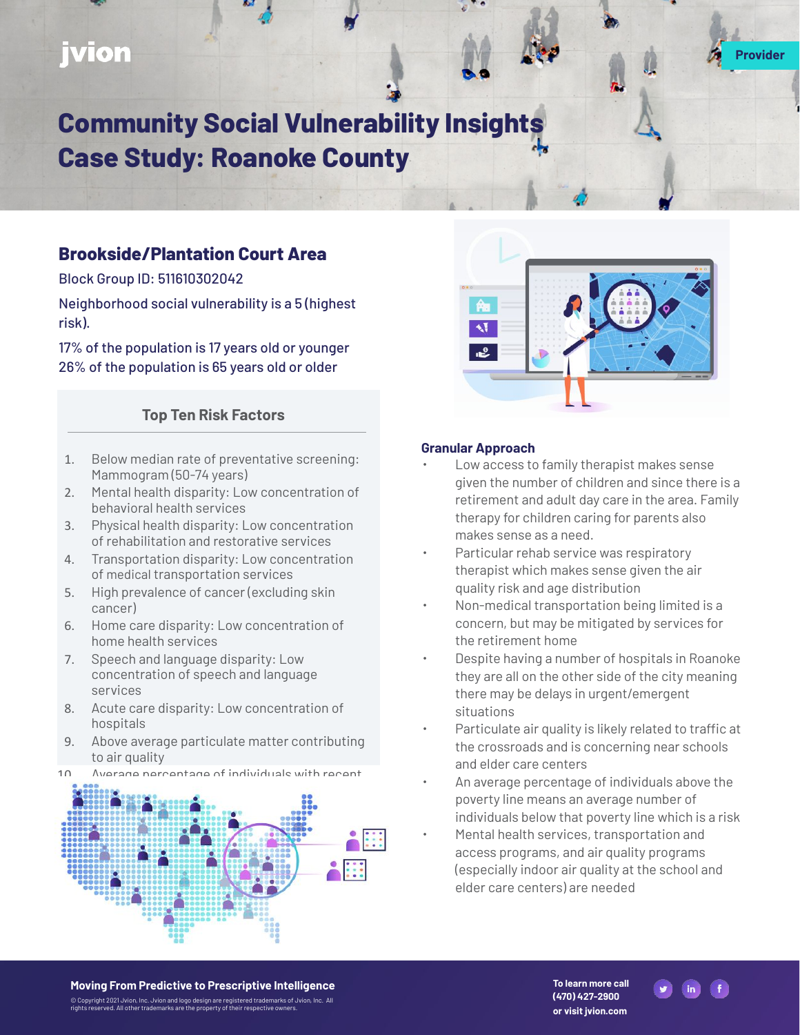jvion

Provider

# Community Social Vulnerability Insights Case Study: Roanoke County

## Brookside/Plantation Court Area

Block Group ID: 511610302042

Neighborhood social vulnerability is a 5 (highest risk).

17% of the population is 17 years old or younger
26% of the population is 65 years old or older

### Top Ten Risk Factors

1. Below median rate of preventative screening: Mammogram (50-74 years)
2. Mental health disparity: Low concentration of behavioral health services
3. Physical health disparity: Low concentration of rehabilitation and restorative services
4. Transportation disparity: Low concentration of medical transportation services
5. High prevalence of cancer (excluding skin cancer)
6. Home care disparity: Low concentration of home health services
7. Speech and language disparity: Low concentration of speech and language services
8. Acute care disparity: Low concentration of hospitals
9. Above average particulate matter contributing to air quality
10. Average percentage of individuals with recent

### Granular Approach

- Low access to family therapist makes sense given the number of children and since there is a retirement and adult day care in the area. Family therapy for children caring for parents also makes sense as a need.
- Particular rehab service was respiratory therapist which makes sense given the air quality risk and age distribution
- Non-medical transportation being limited is a concern, but may be mitigated by services for the retirement home
- Despite having a number of hospitals in Roanoke they are all on the other side of the city meaning there may be delays in urgent/emergent situations
- Particulate air quality is likely related to traffic at the crossroads and is concerning near schools and elder care centers
- An average percentage of individuals above the poverty line means an average number of individuals below that poverty line which is a risk
- Mental health services, transportation and access programs, and air quality programs (especially indoor air quality at the school and elder care centers) are needed

**Moving From Predictive to Prescriptive Intelligence**

© Copyright 2021 Jvion, Inc. Jvion and logo design are registered trademarks of Jvion, Inc. All rights reserved. All other trademarks are the property of their respective owners.

**To learn more call (470) 427-2900 or visit jvion.com**